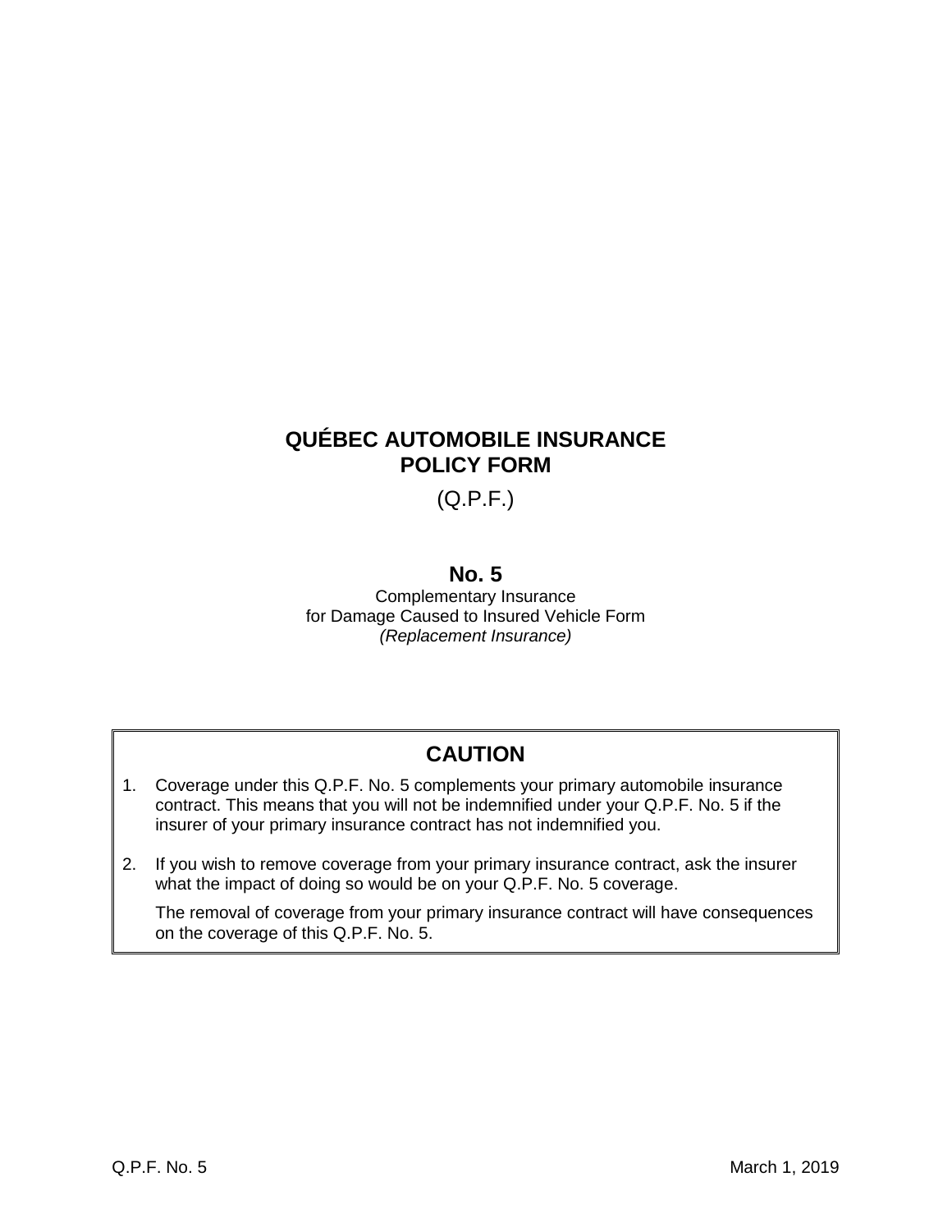# QUÉBEC AUTOMOBILE INSURANCE POLICY FORM

(Q.P.F.)

## No. 5

Complementary Insurance
for Damage Caused to Insured Vehicle Form
*(Replacement Insurance)*

## CAUTION

1. Coverage under this Q.P.F. No. 5 complements your primary automobile insurance contract. This means that you will not be indemnified under your Q.P.F. No. 5 if the insurer of your primary insurance contract has not indemnified you.

2. If you wish to remove coverage from your primary insurance contract, ask the insurer what the impact of doing so would be on your Q.P.F. No. 5 coverage.

   The removal of coverage from your primary insurance contract will have consequences on the coverage of this Q.P.F. No. 5.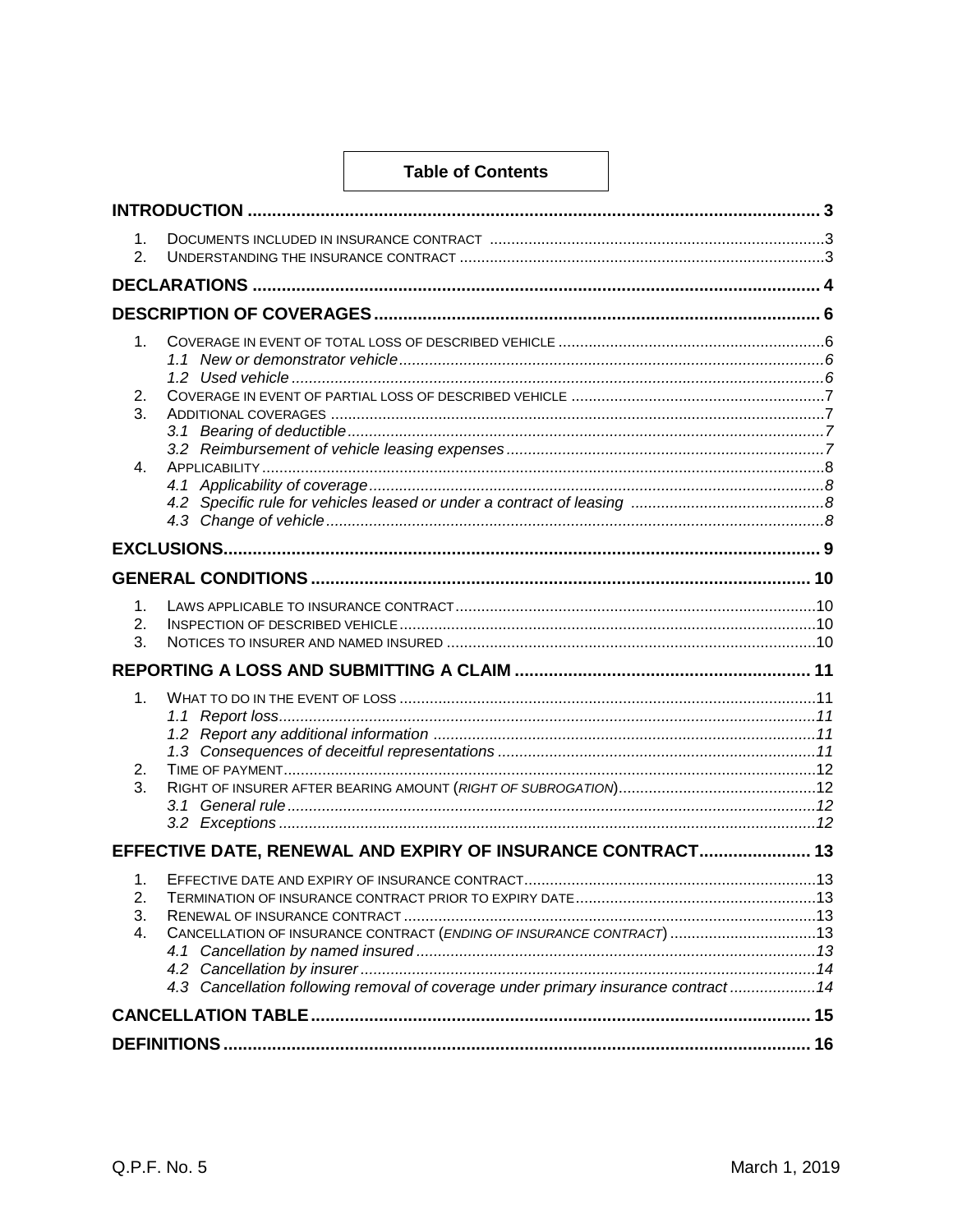# Table of Contents

| | |
|---|---|
| **INTRODUCTION** | **3** |
| 1. Documents included in insurance contract | 3 |
| 2. Understanding the insurance contract | 3 |
| **DECLARATIONS** | **4** |
| **DESCRIPTION OF COVERAGES** | **6** |
| 1. Coverage in event of total loss of described vehicle | 6 |
| *1.1 New or demonstrator vehicle* | *6* |
| *1.2 Used vehicle* | *6* |
| 2. Coverage in event of partial loss of described vehicle | 7 |
| 3. Additional coverages | 7 |
| *3.1 Bearing of deductible* | *7* |
| *3.2 Reimbursement of vehicle leasing expenses* | *7* |
| 4. Applicability | 8 |
| *4.1 Applicability of coverage* | *8* |
| *4.2 Specific rule for vehicles leased or under a contract of leasing* | *8* |
| *4.3 Change of vehicle* | *8* |
| **EXCLUSIONS** | **9** |
| **GENERAL CONDITIONS** | **10** |
| 1. Laws applicable to insurance contract | 10 |
| 2. Inspection of described vehicle | 10 |
| 3. Notices to insurer and named insured | 10 |
| **REPORTING A LOSS AND SUBMITTING A CLAIM** | **11** |
| 1. What to do in the event of loss | 11 |
| *1.1 Report loss* | *11* |
| *1.2 Report any additional information* | *11* |
| *1.3 Consequences of deceitful representations* | *11* |
| 2. Time of payment | 12 |
| 3. Right of insurer after bearing amount (*right of subrogation*) | 12 |
| *3.1 General rule* | *12* |
| *3.2 Exceptions* | *12* |
| **EFFECTIVE DATE, RENEWAL AND EXPIRY OF INSURANCE CONTRACT** | **13** |
| 1. Effective date and expiry of insurance contract | 13 |
| 2. Termination of insurance contract prior to expiry date | 13 |
| 3. Renewal of insurance contract | 13 |
| 4. Cancellation of insurance contract (*ending of insurance contract*) | 13 |
| *4.1 Cancellation by named insured* | *13* |
| *4.2 Cancellation by insurer* | *14* |
| *4.3 Cancellation following removal of coverage under primary insurance contract* | *14* |
| **CANCELLATION TABLE** | **15** |
| **DEFINITIONS** | **16** |

Q.P.F. No. 5 March 1, 2019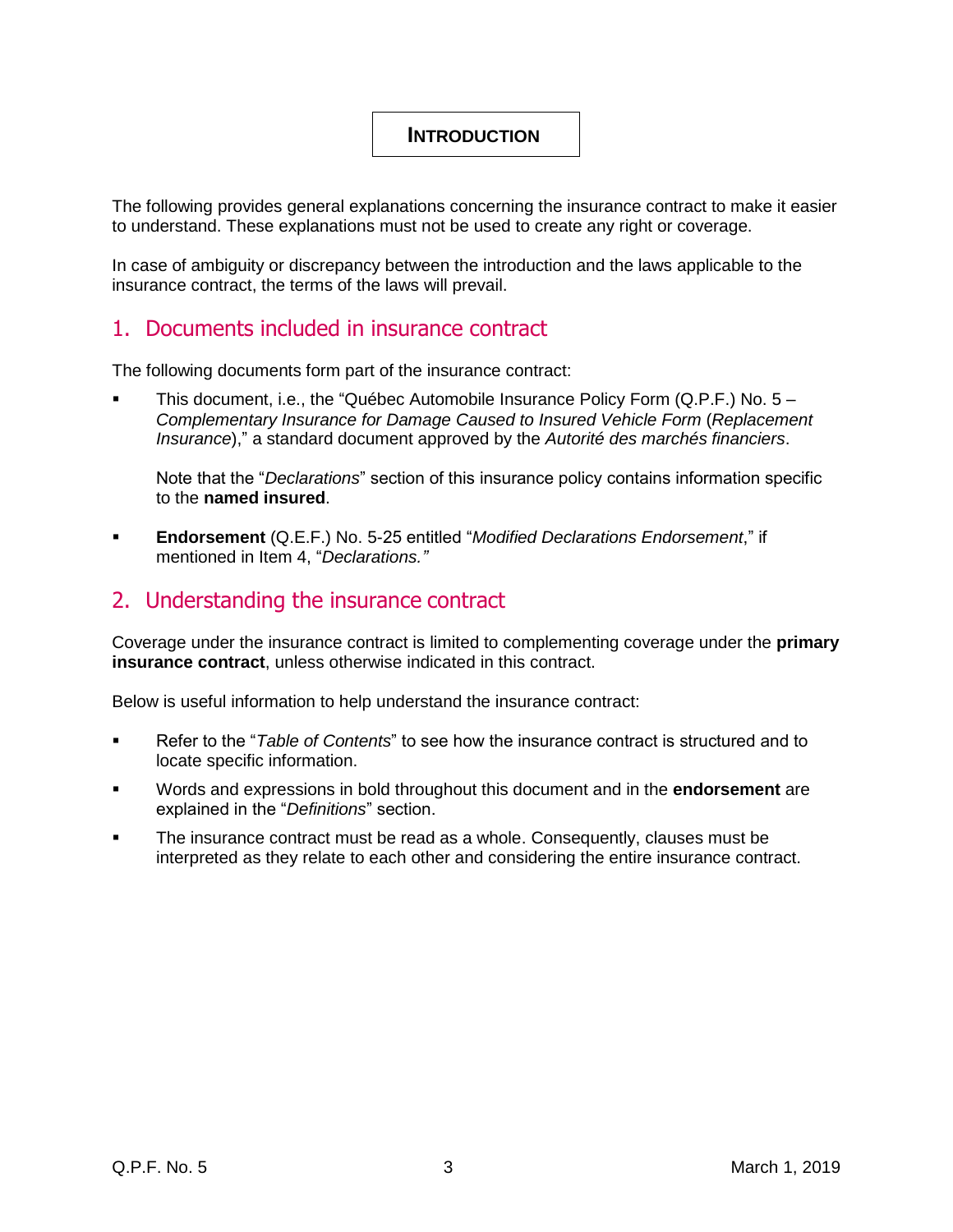# INTRODUCTION

The following provides general explanations concerning the insurance contract to make it easier to understand. These explanations must not be used to create any right or coverage.

In case of ambiguity or discrepancy between the introduction and the laws applicable to the insurance contract, the terms of the laws will prevail.

## 1. Documents included in insurance contract

The following documents form part of the insurance contract:

- This document, i.e., the "Québec Automobile Insurance Policy Form (Q.P.F.) No. 5 – *Complementary Insurance for Damage Caused to Insured Vehicle Form* (*Replacement Insurance*)," a standard document approved by the *Autorité des marchés financiers*.

  Note that the "*Declarations*" section of this insurance policy contains information specific to the **named insured**.

- **Endorsement** (Q.E.F.) No. 5-25 entitled "*Modified Declarations Endorsement*," if mentioned in Item 4, "*Declarations.*"

## 2. Understanding the insurance contract

Coverage under the insurance contract is limited to complementing coverage under the **primary insurance contract**, unless otherwise indicated in this contract.

Below is useful information to help understand the insurance contract:

- Refer to the "*Table of Contents*" to see how the insurance contract is structured and to locate specific information.
- Words and expressions in bold throughout this document and in the **endorsement** are explained in the "*Definitions*" section.
- The insurance contract must be read as a whole. Consequently, clauses must be interpreted as they relate to each other and considering the entire insurance contract.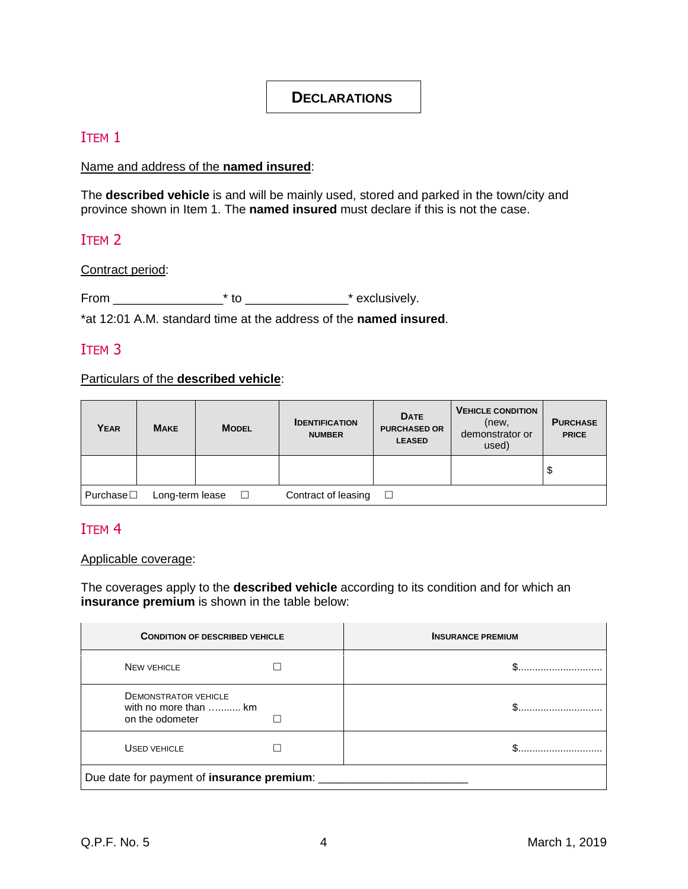# DECLARATIONS

## ITEM 1

<u>Name and address of the **named insured**</u>:

The **described vehicle** is and will be mainly used, stored and parked in the town/city and province shown in Item 1. The **named insured** must declare if this is not the case.

## ITEM 2

<u>Contract period</u>:

From _______________* to ______________* exclusively.

*at 12:01 A.M. standard time at the address of the **named insured**.

## ITEM 3

<u>Particulars of the **described vehicle**</u>:

| YEAR | MAKE | MODEL | IDENTIFICATION NUMBER | DATE PURCHASED OR LEASED | VEHICLE CONDITION (new, demonstrator or used) | PURCHASE PRICE |
|---|---|---|---|---|---|---|
| | | | | | | $ |
| Purchase ☐ | Long-term lease ☐ | | Contract of leasing ☐ | | | |

## ITEM 4

<u>Applicable coverage</u>:

The coverages apply to the **described vehicle** according to its condition and for which an **insurance premium** is shown in the table below:

| CONDITION OF DESCRIBED VEHICLE | INSURANCE PREMIUM |
|---|---|
| NEW VEHICLE ☐ | $............................. |
| DEMONSTRATOR VEHICLE with no more than ........... km on the odometer ☐ | $............................. |
| USED VEHICLE ☐ | $............................. |
| Due date for payment of **insurance premium**: _______________________ | |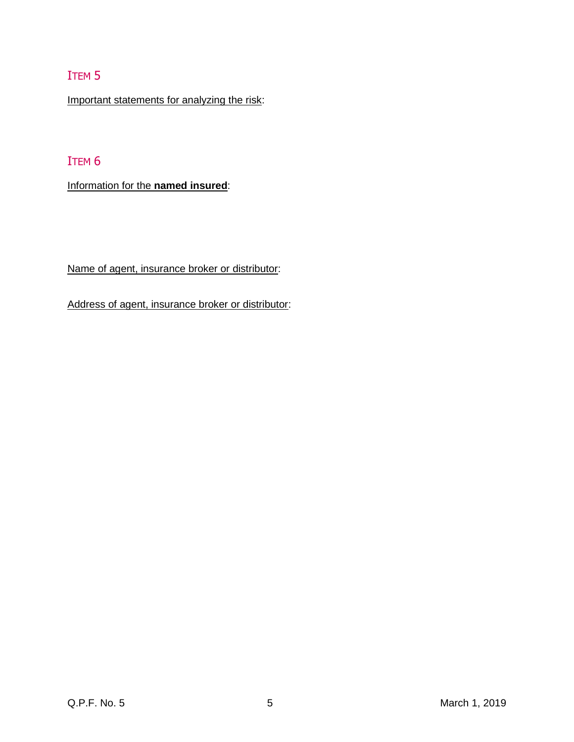## ITEM 5

Important statements for analyzing the risk:

## ITEM 6

Information for the **named insured**:

Name of agent, insurance broker or distributor:

Address of agent, insurance broker or distributor: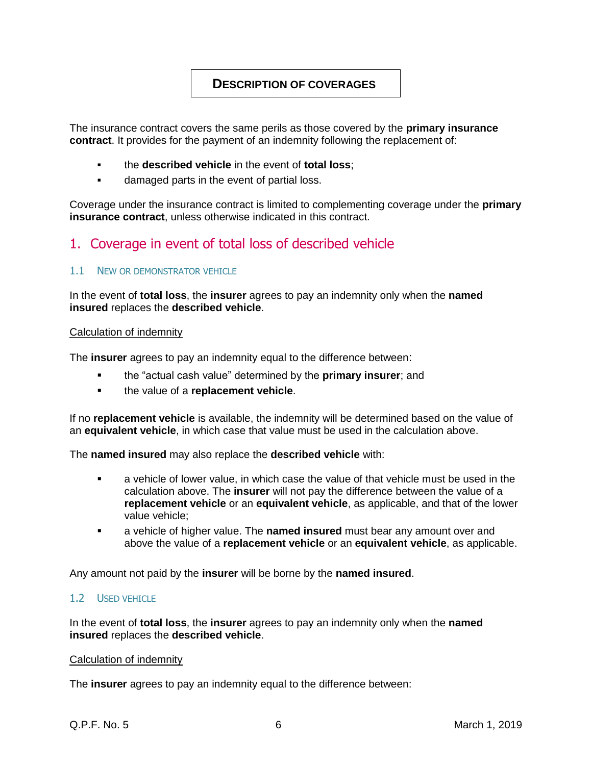## DESCRIPTION OF COVERAGES

The insurance contract covers the same perils as those covered by the **primary insurance contract**. It provides for the payment of an indemnity following the replacement of:

- the **described vehicle** in the event of **total loss**;
- damaged parts in the event of partial loss.

Coverage under the insurance contract is limited to complementing coverage under the **primary insurance contract**, unless otherwise indicated in this contract.

# 1. Coverage in event of total loss of described vehicle

### 1.1 NEW OR DEMONSTRATOR VEHICLE

In the event of **total loss**, the **insurer** agrees to pay an indemnity only when the **named insured** replaces the **described vehicle**.

<u>Calculation of indemnity</u>

The **insurer** agrees to pay an indemnity equal to the difference between:

- the “actual cash value” determined by the **primary insurer**; and
- the value of a **replacement vehicle**.

If no **replacement vehicle** is available, the indemnity will be determined based on the value of an **equivalent vehicle**, in which case that value must be used in the calculation above.

The **named insured** may also replace the **described vehicle** with:

- a vehicle of lower value, in which case the value of that vehicle must be used in the calculation above. The **insurer** will not pay the difference between the value of a **replacement vehicle** or an **equivalent vehicle**, as applicable, and that of the lower value vehicle;
- a vehicle of higher value. The **named insured** must bear any amount over and above the value of a **replacement vehicle** or an **equivalent vehicle**, as applicable.

Any amount not paid by the **insurer** will be borne by the **named insured**.

### 1.2 USED VEHICLE

In the event of **total loss**, the **insurer** agrees to pay an indemnity only when the **named insured** replaces the **described vehicle**.

<u>Calculation of indemnity</u>

The **insurer** agrees to pay an indemnity equal to the difference between: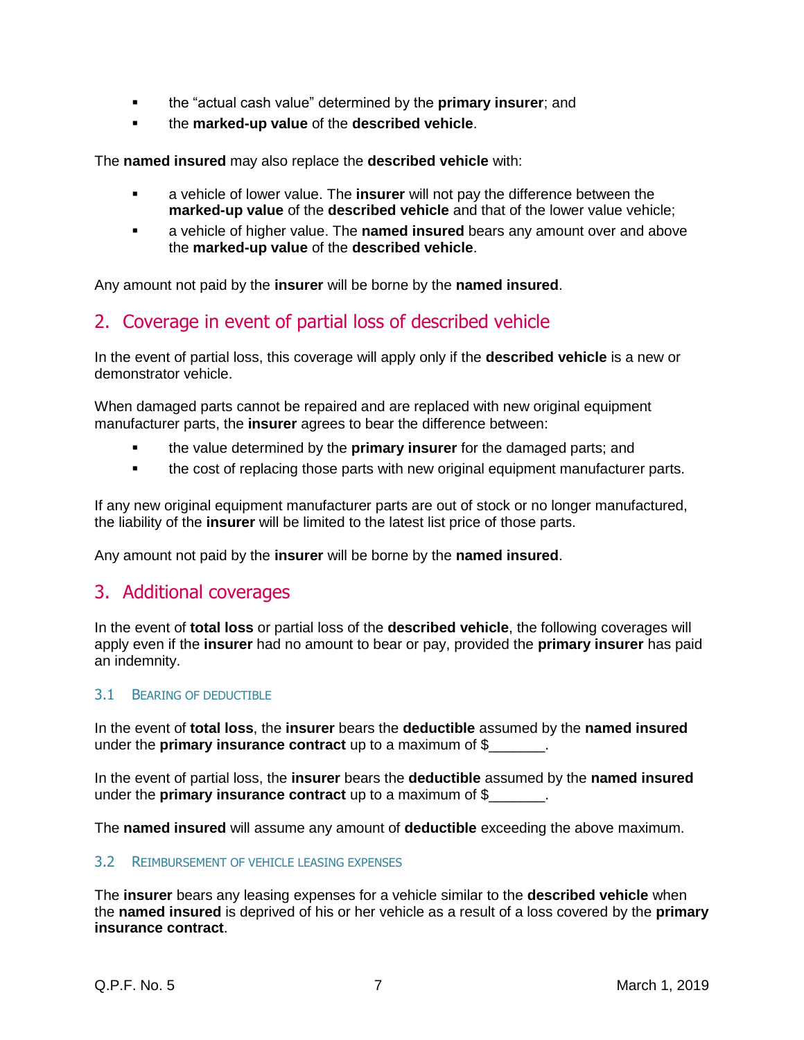- the "actual cash value" determined by the **primary insurer**; and
- the **marked-up value** of the **described vehicle**.

The **named insured** may also replace the **described vehicle** with:

- a vehicle of lower value. The **insurer** will not pay the difference between the **marked-up value** of the **described vehicle** and that of the lower value vehicle;
- a vehicle of higher value. The **named insured** bears any amount over and above the **marked-up value** of the **described vehicle**.

Any amount not paid by the **insurer** will be borne by the **named insured**.

## 2. Coverage in event of partial loss of described vehicle

In the event of partial loss, this coverage will apply only if the **described vehicle** is a new or demonstrator vehicle.

When damaged parts cannot be repaired and are replaced with new original equipment manufacturer parts, the **insurer** agrees to bear the difference between:

- the value determined by the **primary insurer** for the damaged parts; and
- the cost of replacing those parts with new original equipment manufacturer parts.

If any new original equipment manufacturer parts are out of stock or no longer manufactured, the liability of the **insurer** will be limited to the latest list price of those parts.

Any amount not paid by the **insurer** will be borne by the **named insured**.

## 3. Additional coverages

In the event of **total loss** or partial loss of the **described vehicle**, the following coverages will apply even if the **insurer** had no amount to bear or pay, provided the **primary insurer** has paid an indemnity.

### 3.1 Bearing of deductible

In the event of **total loss**, the **insurer** bears the **deductible** assumed by the **named insured** under the **primary insurance contract** up to a maximum of $_______.

In the event of partial loss, the **insurer** bears the **deductible** assumed by the **named insured** under the **primary insurance contract** up to a maximum of $_______.

The **named insured** will assume any amount of **deductible** exceeding the above maximum.

### 3.2 Reimbursement of vehicle leasing expenses

The **insurer** bears any leasing expenses for a vehicle similar to the **described vehicle** when the **named insured** is deprived of his or her vehicle as a result of a loss covered by the **primary insurance contract**.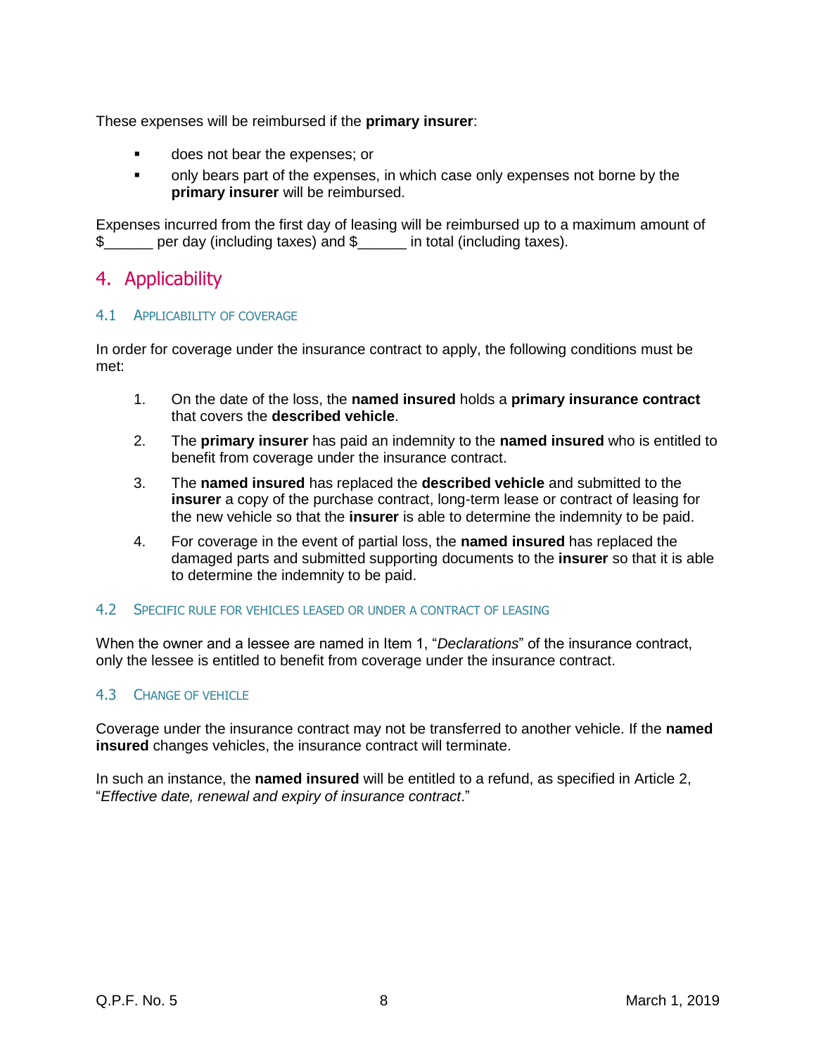These expenses will be reimbursed if the **primary insurer**:

- does not bear the expenses; or
- only bears part of the expenses, in which case only expenses not borne by the **primary insurer** will be reimbursed.

Expenses incurred from the first day of leasing will be reimbursed up to a maximum amount of $______ per day (including taxes) and $______ in total (including taxes).

# 4. Applicability

## 4.1 Applicability of Coverage

In order for coverage under the insurance contract to apply, the following conditions must be met:

1. On the date of the loss, the **named insured** holds a **primary insurance contract** that covers the **described vehicle**.
2. The **primary insurer** has paid an indemnity to the **named insured** who is entitled to benefit from coverage under the insurance contract.
3. The **named insured** has replaced the **described vehicle** and submitted to the **insurer** a copy of the purchase contract, long-term lease or contract of leasing for the new vehicle so that the **insurer** is able to determine the indemnity to be paid.
4. For coverage in the event of partial loss, the **named insured** has replaced the damaged parts and submitted supporting documents to the **insurer** so that it is able to determine the indemnity to be paid.

## 4.2 Specific Rule for Vehicles Leased or Under a Contract of Leasing

When the owner and a lessee are named in Item 1, "*Declarations*" of the insurance contract, only the lessee is entitled to benefit from coverage under the insurance contract.

## 4.3 Change of Vehicle

Coverage under the insurance contract may not be transferred to another vehicle. If the **named insured** changes vehicles, the insurance contract will terminate.

In such an instance, the **named insured** will be entitled to a refund, as specified in Article 2, "*Effective date, renewal and expiry of insurance contract*."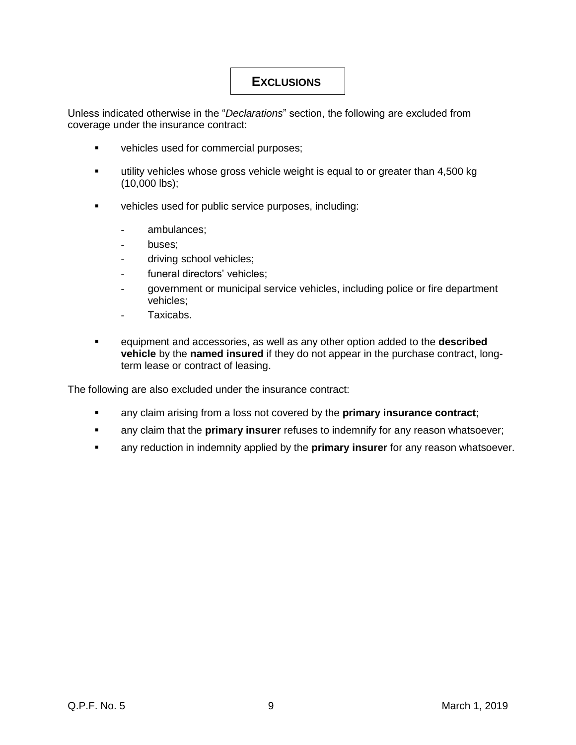## EXCLUSIONS

Unless indicated otherwise in the "*Declarations*" section, the following are excluded from coverage under the insurance contract:

- vehicles used for commercial purposes;
- utility vehicles whose gross vehicle weight is equal to or greater than 4,500 kg (10,000 lbs);
- vehicles used for public service purposes, including:
  - ambulances;
  - buses;
  - driving school vehicles;
  - funeral directors' vehicles;
  - government or municipal service vehicles, including police or fire department vehicles;
  - Taxicabs.
- equipment and accessories, as well as any other option added to the **described vehicle** by the **named insured** if they do not appear in the purchase contract, long-term lease or contract of leasing.

The following are also excluded under the insurance contract:

- any claim arising from a loss not covered by the **primary insurance contract**;
- any claim that the **primary insurer** refuses to indemnify for any reason whatsoever;
- any reduction in indemnity applied by the **primary insurer** for any reason whatsoever.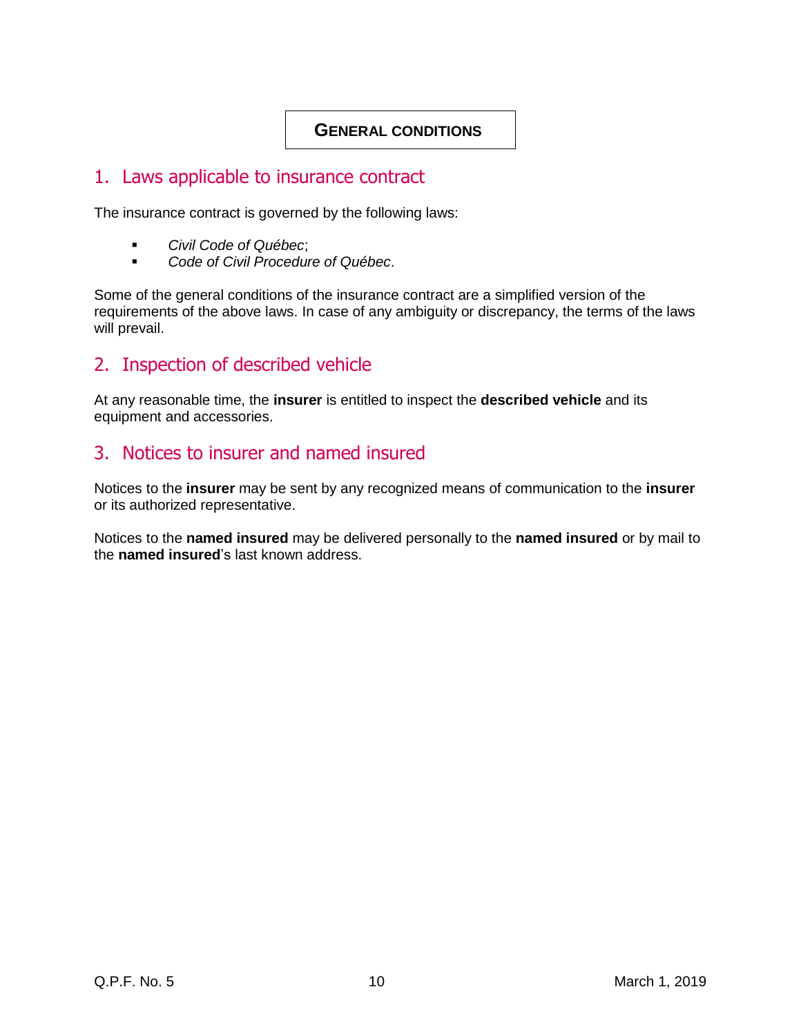# GENERAL CONDITIONS

## 1. Laws applicable to insurance contract

The insurance contract is governed by the following laws:

- *Civil Code of Québec*;
- *Code of Civil Procedure of Québec*.

Some of the general conditions of the insurance contract are a simplified version of the requirements of the above laws. In case of any ambiguity or discrepancy, the terms of the laws will prevail.

## 2. Inspection of described vehicle

At any reasonable time, the **insurer** is entitled to inspect the **described vehicle** and its equipment and accessories.

## 3. Notices to insurer and named insured

Notices to the **insurer** may be sent by any recognized means of communication to the **insurer** or its authorized representative.

Notices to the **named insured** may be delivered personally to the **named insured** or by mail to the **named insured**'s last known address.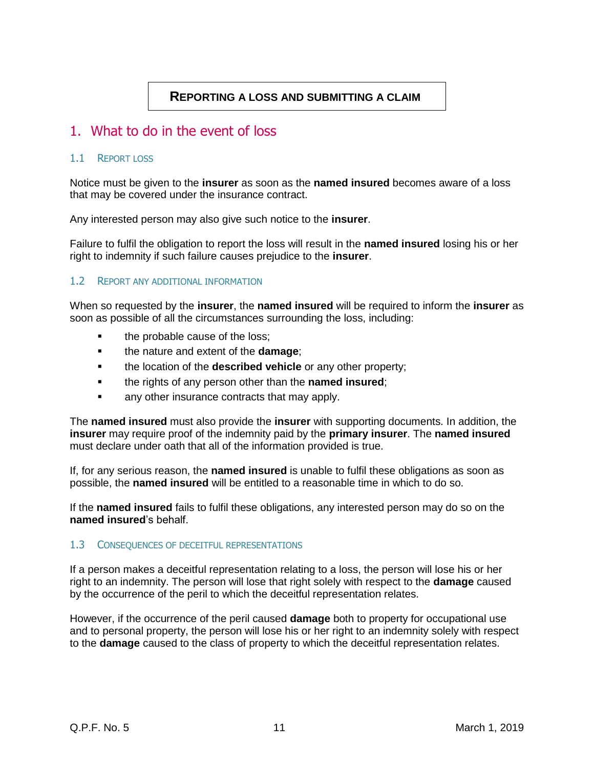# REPORTING A LOSS AND SUBMITTING A CLAIM

## 1. What to do in the event of loss

### 1.1 REPORT LOSS

Notice must be given to the **insurer** as soon as the **named insured** becomes aware of a loss that may be covered under the insurance contract.

Any interested person may also give such notice to the **insurer**.

Failure to fulfil the obligation to report the loss will result in the **named insured** losing his or her right to indemnity if such failure causes prejudice to the **insurer**.

### 1.2 REPORT ANY ADDITIONAL INFORMATION

When so requested by the **insurer**, the **named insured** will be required to inform the **insurer** as soon as possible of all the circumstances surrounding the loss, including:

- the probable cause of the loss;
- the nature and extent of the **damage**;
- the location of the **described vehicle** or any other property;
- the rights of any person other than the **named insured**;
- any other insurance contracts that may apply.

The **named insured** must also provide the **insurer** with supporting documents. In addition, the **insurer** may require proof of the indemnity paid by the **primary insurer**. The **named insured** must declare under oath that all of the information provided is true.

If, for any serious reason, the **named insured** is unable to fulfil these obligations as soon as possible, the **named insured** will be entitled to a reasonable time in which to do so.

If the **named insured** fails to fulfil these obligations, any interested person may do so on the **named insured**'s behalf.

### 1.3 CONSEQUENCES OF DECEITFUL REPRESENTATIONS

If a person makes a deceitful representation relating to a loss, the person will lose his or her right to an indemnity. The person will lose that right solely with respect to the **damage** caused by the occurrence of the peril to which the deceitful representation relates.

However, if the occurrence of the peril caused **damage** both to property for occupational use and to personal property, the person will lose his or her right to an indemnity solely with respect to the **damage** caused to the class of property to which the deceitful representation relates.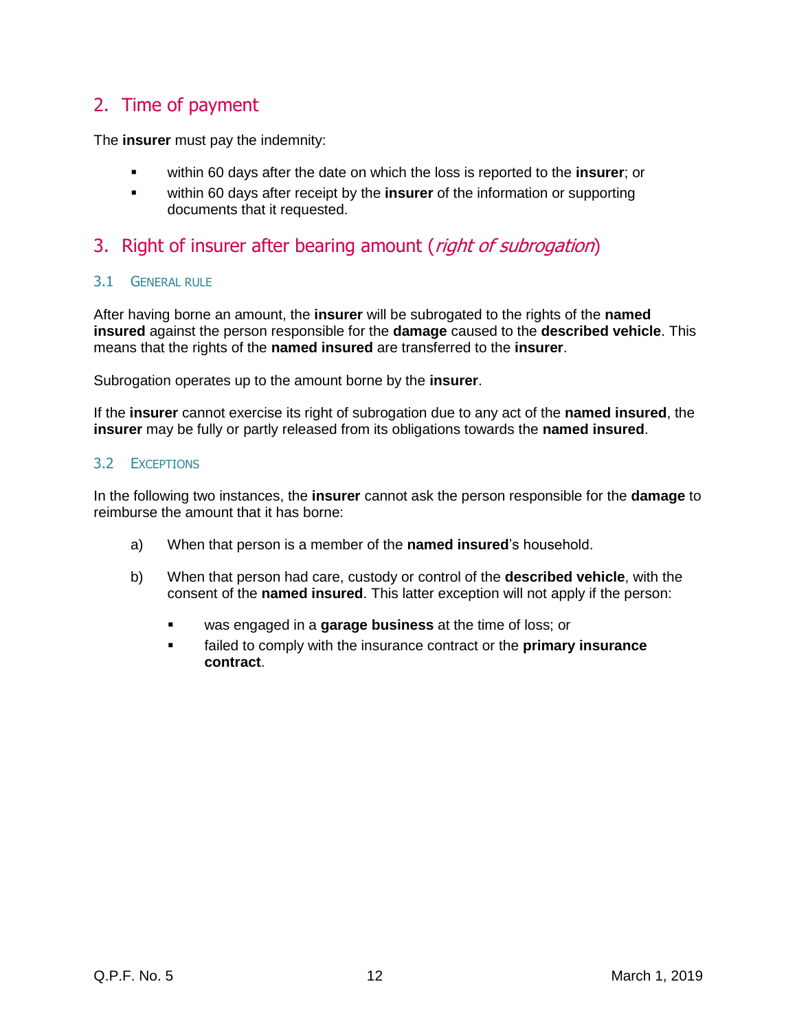## 2. Time of payment

The **insurer** must pay the indemnity:

- within 60 days after the date on which the loss is reported to the **insurer**; or
- within 60 days after receipt by the **insurer** of the information or supporting documents that it requested.

## 3. Right of insurer after bearing amount (*right of subrogation*)

### 3.1 General rule

After having borne an amount, the **insurer** will be subrogated to the rights of the **named insured** against the person responsible for the **damage** caused to the **described vehicle**. This means that the rights of the **named insured** are transferred to the **insurer**.

Subrogation operates up to the amount borne by the **insurer**.

If the **insurer** cannot exercise its right of subrogation due to any act of the **named insured**, the **insurer** may be fully or partly released from its obligations towards the **named insured**.

### 3.2 Exceptions

In the following two instances, the **insurer** cannot ask the person responsible for the **damage** to reimburse the amount that it has borne:

a) When that person is a member of the **named insured**'s household.

b) When that person had care, custody or control of the **described vehicle**, with the consent of the **named insured**. This latter exception will not apply if the person:

   - was engaged in a **garage business** at the time of loss; or
   - failed to comply with the insurance contract or the **primary insurance contract**.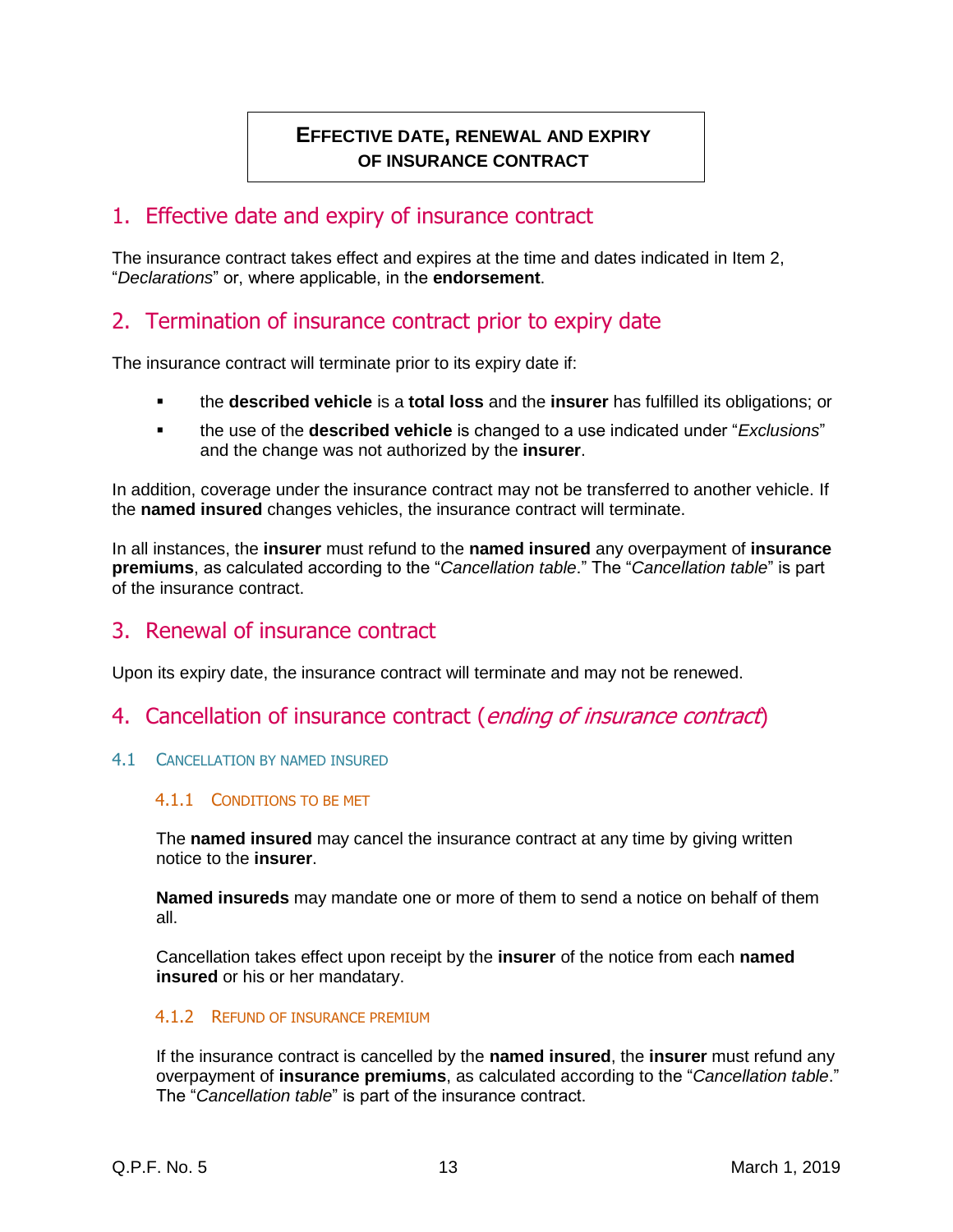**EFFECTIVE DATE, RENEWAL AND EXPIRY OF INSURANCE CONTRACT**

## 1. Effective date and expiry of insurance contract

The insurance contract takes effect and expires at the time and dates indicated in Item 2, "*Declarations*" or, where applicable, in the **endorsement**.

## 2. Termination of insurance contract prior to expiry date

The insurance contract will terminate prior to its expiry date if:

- the **described vehicle** is a **total loss** and the **insurer** has fulfilled its obligations; or
- the use of the **described vehicle** is changed to a use indicated under "*Exclusions*" and the change was not authorized by the **insurer**.

In addition, coverage under the insurance contract may not be transferred to another vehicle. If the **named insured** changes vehicles, the insurance contract will terminate.

In all instances, the **insurer** must refund to the **named insured** any overpayment of **insurance premiums**, as calculated according to the "*Cancellation table*." The "*Cancellation table*" is part of the insurance contract.

## 3. Renewal of insurance contract

Upon its expiry date, the insurance contract will terminate and may not be renewed.

## 4. Cancellation of insurance contract (*ending of insurance contract*)

### 4.1 Cancellation by named insured

#### 4.1.1 Conditions to be met

The **named insured** may cancel the insurance contract at any time by giving written notice to the **insurer**.

**Named insureds** may mandate one or more of them to send a notice on behalf of them all.

Cancellation takes effect upon receipt by the **insurer** of the notice from each **named insured** or his or her mandatary.

#### 4.1.2 Refund of insurance premium

If the insurance contract is cancelled by the **named insured**, the **insurer** must refund any overpayment of **insurance premiums**, as calculated according to the "*Cancellation table*." The "*Cancellation table*" is part of the insurance contract.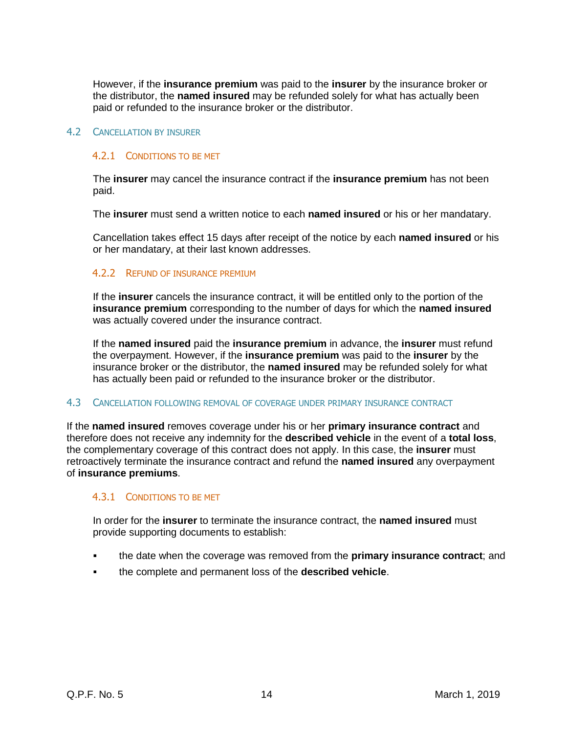However, if the **insurance premium** was paid to the **insurer** by the insurance broker or the distributor, the **named insured** may be refunded solely for what has actually been paid or refunded to the insurance broker or the distributor.

## 4.2 Cancellation by insurer

### 4.2.1 Conditions to be met

The **insurer** may cancel the insurance contract if the **insurance premium** has not been paid.

The **insurer** must send a written notice to each **named insured** or his or her mandatary.

Cancellation takes effect 15 days after receipt of the notice by each **named insured** or his or her mandatary, at their last known addresses.

### 4.2.2 Refund of insurance premium

If the **insurer** cancels the insurance contract, it will be entitled only to the portion of the **insurance premium** corresponding to the number of days for which the **named insured** was actually covered under the insurance contract.

If the **named insured** paid the **insurance premium** in advance, the **insurer** must refund the overpayment. However, if the **insurance premium** was paid to the **insurer** by the insurance broker or the distributor, the **named insured** may be refunded solely for what has actually been paid or refunded to the insurance broker or the distributor.

## 4.3 Cancellation following removal of coverage under primary insurance contract

If the **named insured** removes coverage under his or her **primary insurance contract** and therefore does not receive any indemnity for the **described vehicle** in the event of a **total loss**, the complementary coverage of this contract does not apply. In this case, the **insurer** must retroactively terminate the insurance contract and refund the **named insured** any overpayment of **insurance premiums**.

### 4.3.1 Conditions to be met

In order for the **insurer** to terminate the insurance contract, the **named insured** must provide supporting documents to establish:

- the date when the coverage was removed from the **primary insurance contract**; and
- the complete and permanent loss of the **described vehicle**.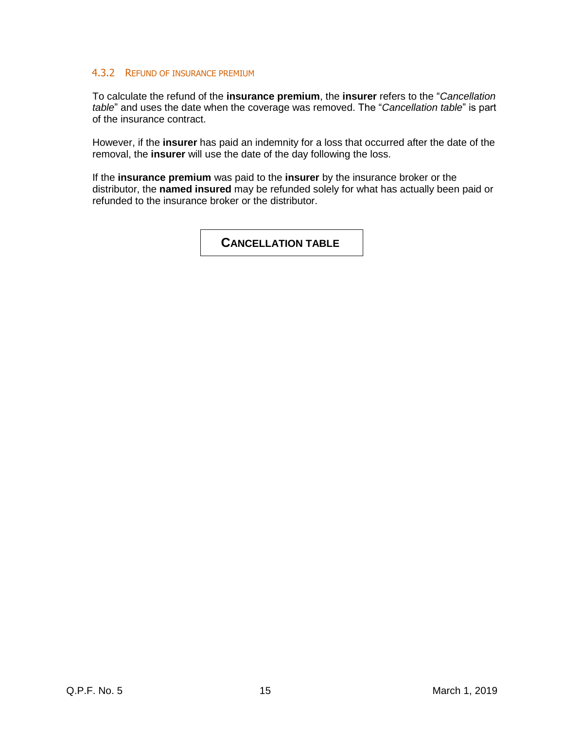#### 4.3.2 Refund of insurance premium

To calculate the refund of the **insurance premium**, the **insurer** refers to the "*Cancellation table*" and uses the date when the coverage was removed. The "*Cancellation table*" is part of the insurance contract.

However, if the **insurer** has paid an indemnity for a loss that occurred after the date of the removal, the **insurer** will use the date of the day following the loss.

If the **insurance premium** was paid to the **insurer** by the insurance broker or the distributor, the **named insured** may be refunded solely for what has actually been paid or refunded to the insurance broker or the distributor.

**CANCELLATION TABLE**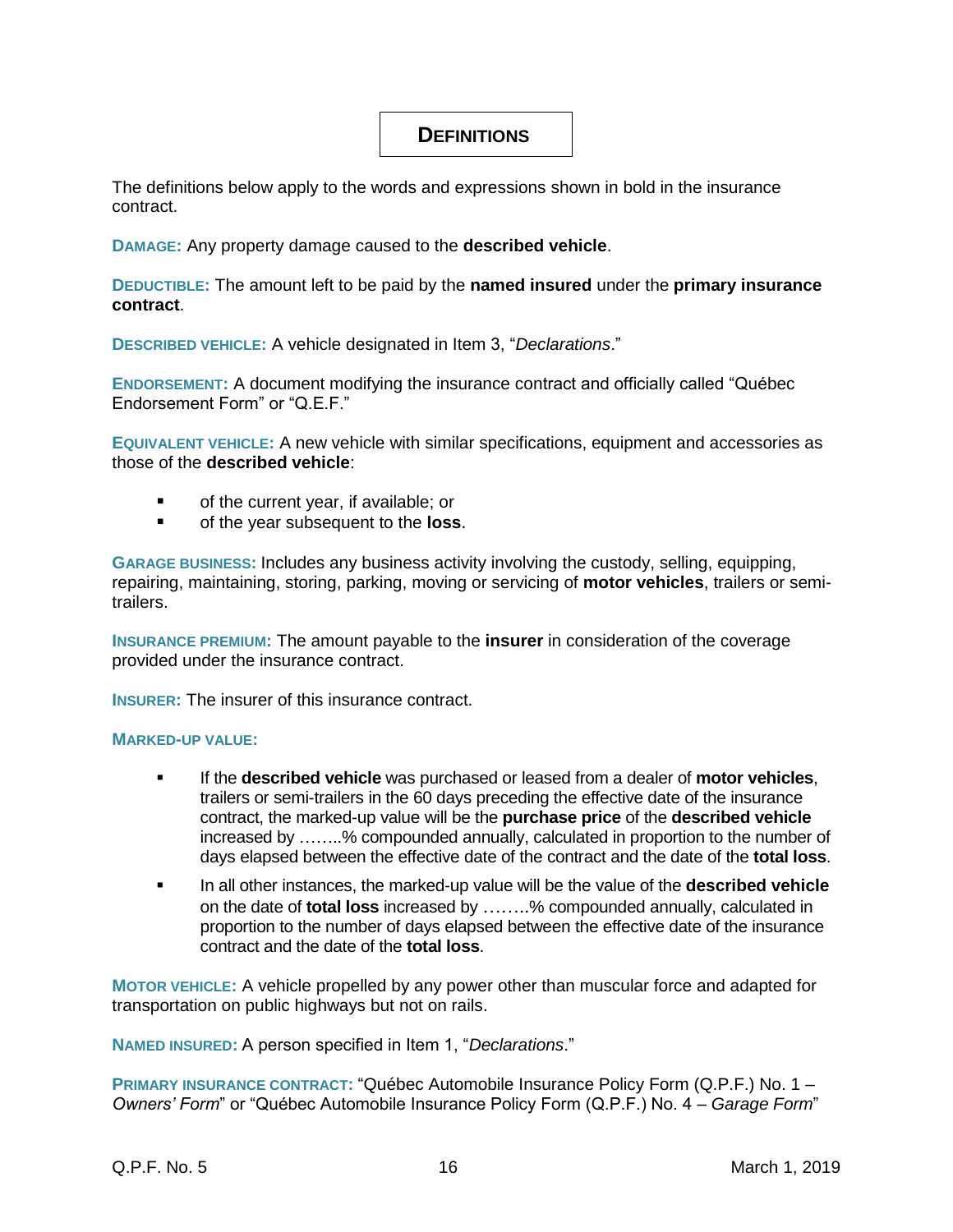# DEFINITIONS

The definitions below apply to the words and expressions shown in bold in the insurance contract.

**DAMAGE:** Any property damage caused to the **described vehicle**.

**DEDUCTIBLE:** The amount left to be paid by the **named insured** under the **primary insurance contract**.

**DESCRIBED VEHICLE:** A vehicle designated in Item 3, "*Declarations*."

**ENDORSEMENT:** A document modifying the insurance contract and officially called "Québec Endorsement Form" or "Q.E.F."

**EQUIVALENT VEHICLE:** A new vehicle with similar specifications, equipment and accessories as those of the **described vehicle**:

- of the current year, if available; or
- of the year subsequent to the **loss**.

**GARAGE BUSINESS:** Includes any business activity involving the custody, selling, equipping, repairing, maintaining, storing, parking, moving or servicing of **motor vehicles**, trailers or semi-trailers.

**INSURANCE PREMIUM:** The amount payable to the **insurer** in consideration of the coverage provided under the insurance contract.

**INSURER:** The insurer of this insurance contract.

**MARKED-UP VALUE:**

- If the **described vehicle** was purchased or leased from a dealer of **motor vehicles**, trailers or semi-trailers in the 60 days preceding the effective date of the insurance contract, the marked-up value will be the **purchase price** of the **described vehicle** increased by ……..% compounded annually, calculated in proportion to the number of days elapsed between the effective date of the contract and the date of the **total loss**.
- In all other instances, the marked-up value will be the value of the **described vehicle** on the date of **total loss** increased by ……..% compounded annually, calculated in proportion to the number of days elapsed between the effective date of the insurance contract and the date of the **total loss**.

**MOTOR VEHICLE:** A vehicle propelled by any power other than muscular force and adapted for transportation on public highways but not on rails.

**NAMED INSURED:** A person specified in Item 1, "*Declarations*."

**PRIMARY INSURANCE CONTRACT:** "Québec Automobile Insurance Policy Form (Q.P.F.) No. 1 – *Owners' Form*" or "Québec Automobile Insurance Policy Form (Q.P.F.) No. 4 – *Garage Form*"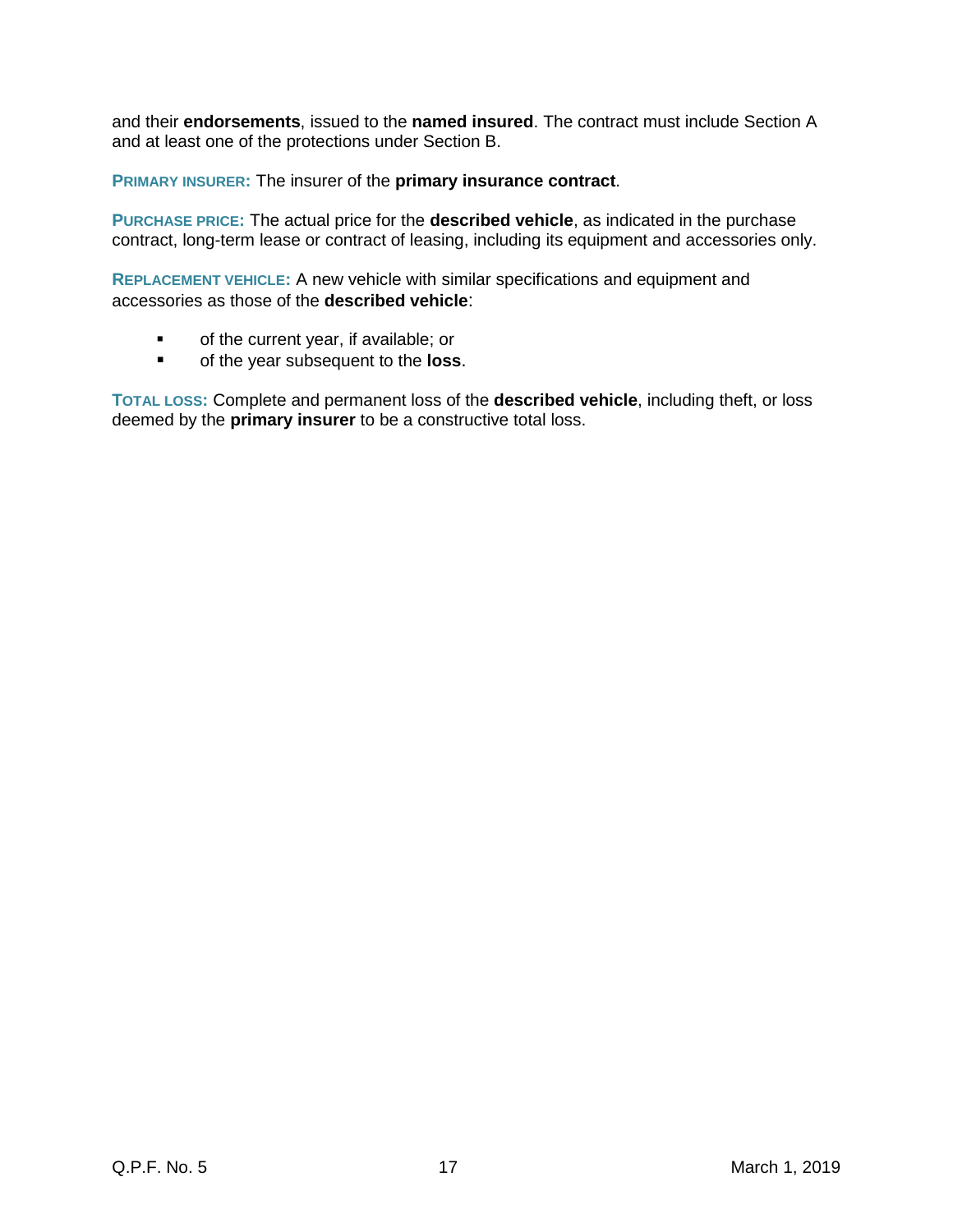and their **endorsements**, issued to the **named insured**. The contract must include Section A and at least one of the protections under Section B.

**PRIMARY INSURER:** The insurer of the **primary insurance contract**.

**PURCHASE PRICE:** The actual price for the **described vehicle**, as indicated in the purchase contract, long-term lease or contract of leasing, including its equipment and accessories only.

**REPLACEMENT VEHICLE:** A new vehicle with similar specifications and equipment and accessories as those of the **described vehicle**:

- of the current year, if available; or
- of the year subsequent to the **loss**.

**TOTAL LOSS:** Complete and permanent loss of the **described vehicle**, including theft, or loss deemed by the **primary insurer** to be a constructive total loss.